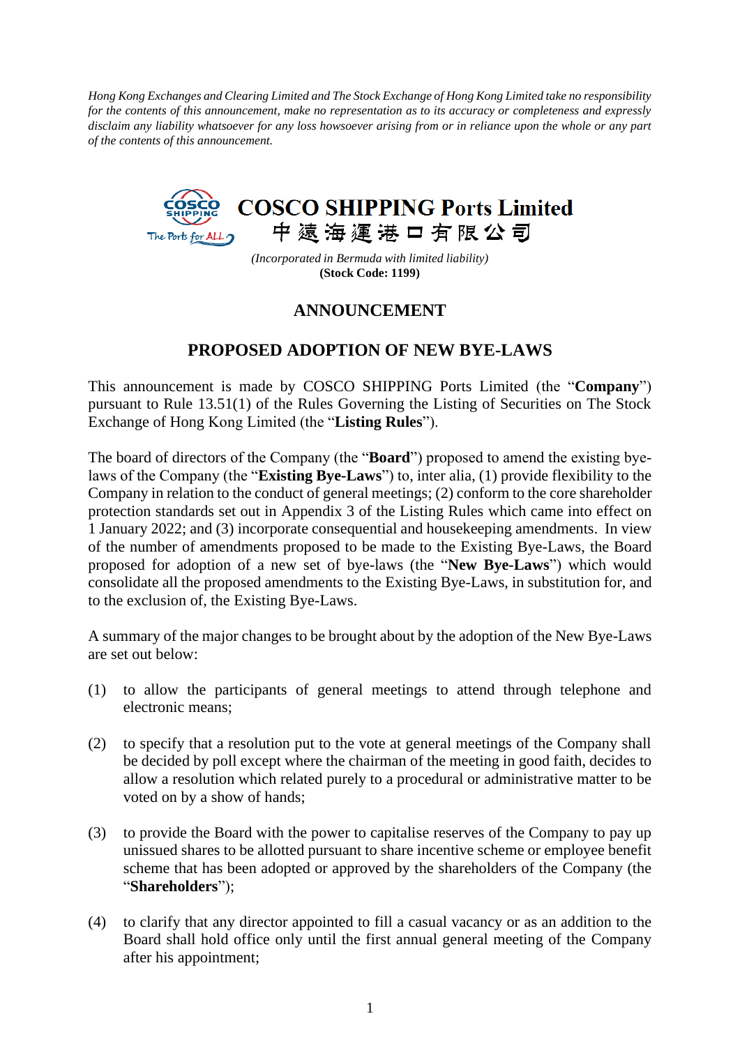*Hong Kong Exchanges and Clearing Limited and The Stock Exchange of Hong Kong Limited take no responsibility for the contents of this announcement, make no representation as to its accuracy or completeness and expressly disclaim any liability whatsoever for any loss howsoever arising from or in reliance upon the whole or any part of the contents of this announcement.*

# COSCO SHIPPING Ports Limited
# 中遠海運港口有限公司

*(Incorporated in Bermuda with limited liability)*
**(Stock Code: 1199)**

## ANNOUNCEMENT

## PROPOSED ADOPTION OF NEW BYE-LAWS

This announcement is made by COSCO SHIPPING Ports Limited (the "**Company**") pursuant to Rule 13.51(1) of the Rules Governing the Listing of Securities on The Stock Exchange of Hong Kong Limited (the "**Listing Rules**").

The board of directors of the Company (the "**Board**") proposed to amend the existing bye-laws of the Company (the "**Existing Bye-Laws**") to, inter alia, (1) provide flexibility to the Company in relation to the conduct of general meetings; (2) conform to the core shareholder protection standards set out in Appendix 3 of the Listing Rules which came into effect on 1 January 2022; and (3) incorporate consequential and housekeeping amendments. In view of the number of amendments proposed to be made to the Existing Bye-Laws, the Board proposed for adoption of a new set of bye-laws (the "**New Bye-Laws**") which would consolidate all the proposed amendments to the Existing Bye-Laws, in substitution for, and to the exclusion of, the Existing Bye-Laws.

A summary of the major changes to be brought about by the adoption of the New Bye-Laws are set out below:

(1) to allow the participants of general meetings to attend through telephone and electronic means;

(2) to specify that a resolution put to the vote at general meetings of the Company shall be decided by poll except where the chairman of the meeting in good faith, decides to allow a resolution which related purely to a procedural or administrative matter to be voted on by a show of hands;

(3) to provide the Board with the power to capitalise reserves of the Company to pay up unissued shares to be allotted pursuant to share incentive scheme or employee benefit scheme that has been adopted or approved by the shareholders of the Company (the "**Shareholders**");

(4) to clarify that any director appointed to fill a casual vacancy or as an addition to the Board shall hold office only until the first annual general meeting of the Company after his appointment;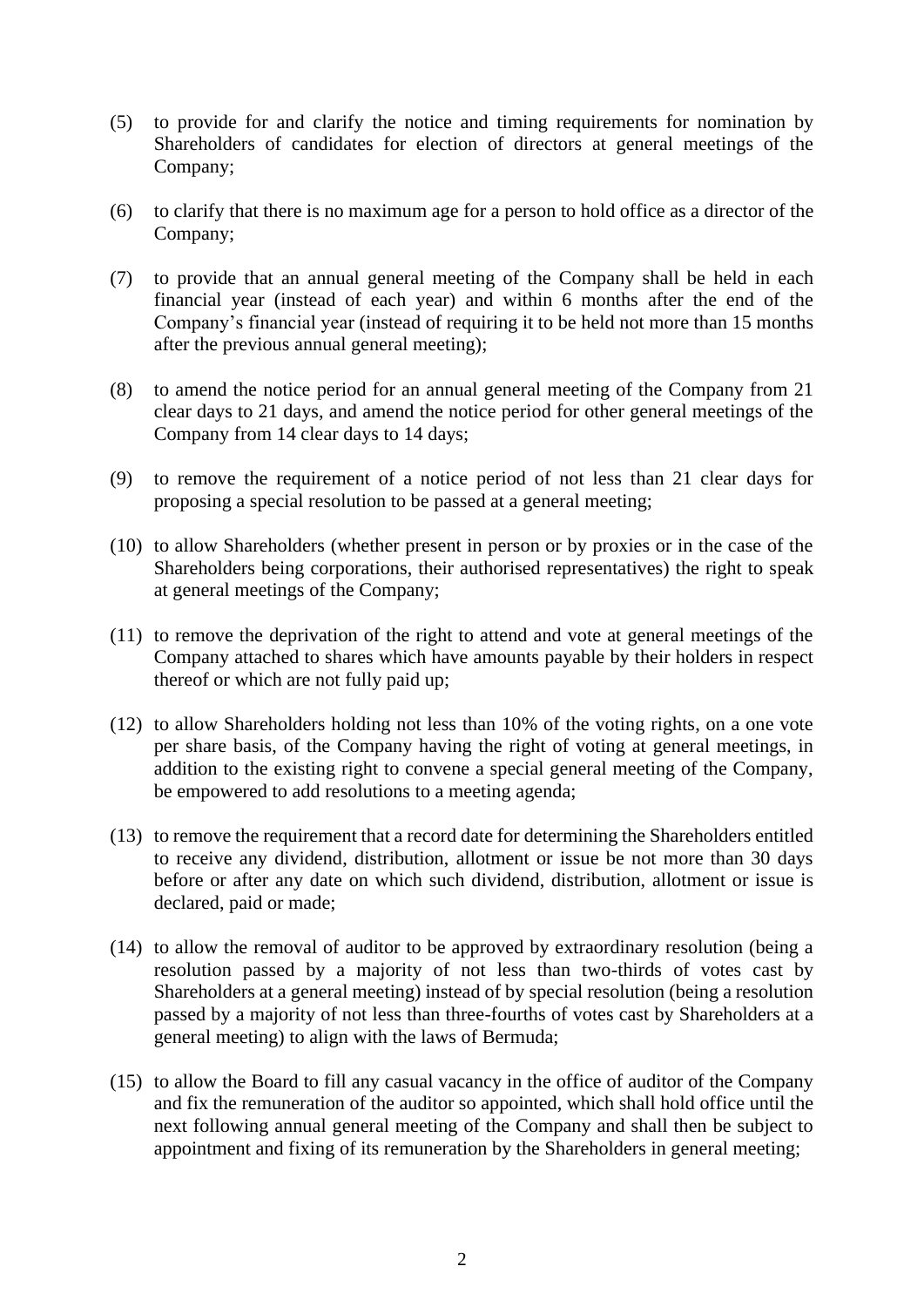(5) to provide for and clarify the notice and timing requirements for nomination by Shareholders of candidates for election of directors at general meetings of the Company;

(6) to clarify that there is no maximum age for a person to hold office as a director of the Company;

(7) to provide that an annual general meeting of the Company shall be held in each financial year (instead of each year) and within 6 months after the end of the Company's financial year (instead of requiring it to be held not more than 15 months after the previous annual general meeting);

(8) to amend the notice period for an annual general meeting of the Company from 21 clear days to 21 days, and amend the notice period for other general meetings of the Company from 14 clear days to 14 days;

(9) to remove the requirement of a notice period of not less than 21 clear days for proposing a special resolution to be passed at a general meeting;

(10) to allow Shareholders (whether present in person or by proxies or in the case of the Shareholders being corporations, their authorised representatives) the right to speak at general meetings of the Company;

(11) to remove the deprivation of the right to attend and vote at general meetings of the Company attached to shares which have amounts payable by their holders in respect thereof or which are not fully paid up;

(12) to allow Shareholders holding not less than 10% of the voting rights, on a one vote per share basis, of the Company having the right of voting at general meetings, in addition to the existing right to convene a special general meeting of the Company, be empowered to add resolutions to a meeting agenda;

(13) to remove the requirement that a record date for determining the Shareholders entitled to receive any dividend, distribution, allotment or issue be not more than 30 days before or after any date on which such dividend, distribution, allotment or issue is declared, paid or made;

(14) to allow the removal of auditor to be approved by extraordinary resolution (being a resolution passed by a majority of not less than two-thirds of votes cast by Shareholders at a general meeting) instead of by special resolution (being a resolution passed by a majority of not less than three-fourths of votes cast by Shareholders at a general meeting) to align with the laws of Bermuda;

(15) to allow the Board to fill any casual vacancy in the office of auditor of the Company and fix the remuneration of the auditor so appointed, which shall hold office until the next following annual general meeting of the Company and shall then be subject to appointment and fixing of its remuneration by the Shareholders in general meeting;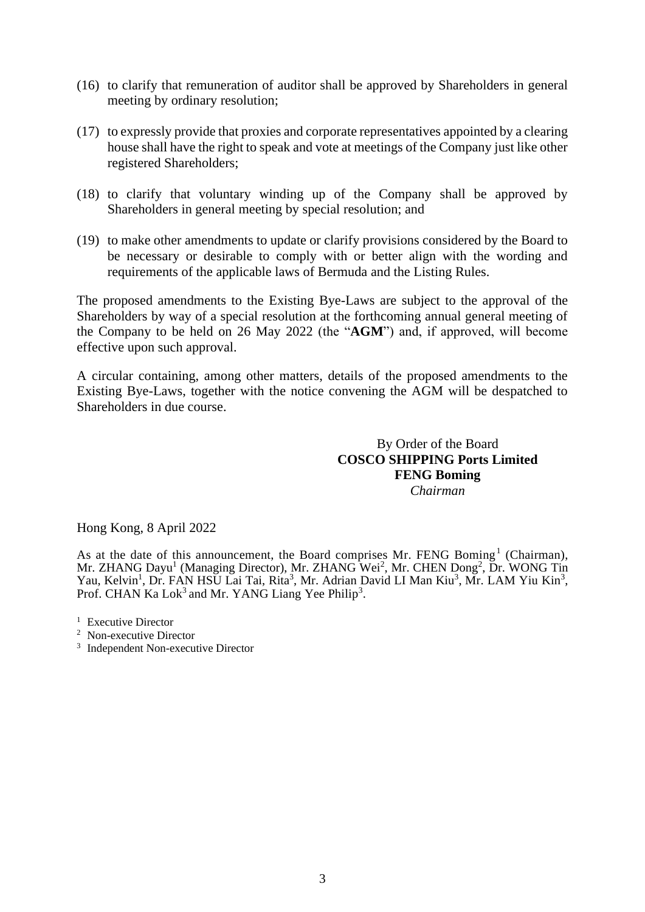(16) to clarify that remuneration of auditor shall be approved by Shareholders in general meeting by ordinary resolution;

(17) to expressly provide that proxies and corporate representatives appointed by a clearing house shall have the right to speak and vote at meetings of the Company just like other registered Shareholders;

(18) to clarify that voluntary winding up of the Company shall be approved by Shareholders in general meeting by special resolution; and

(19) to make other amendments to update or clarify provisions considered by the Board to be necessary or desirable to comply with or better align with the wording and requirements of the applicable laws of Bermuda and the Listing Rules.

The proposed amendments to the Existing Bye-Laws are subject to the approval of the Shareholders by way of a special resolution at the forthcoming annual general meeting of the Company to be held on 26 May 2022 (the "**AGM**") and, if approved, will become effective upon such approval.

A circular containing, among other matters, details of the proposed amendments to the Existing Bye-Laws, together with the notice convening the AGM will be despatched to Shareholders in due course.

By Order of the Board
**COSCO SHIPPING Ports Limited**
**FENG Boming**
*Chairman*

Hong Kong, 8 April 2022

As at the date of this announcement, the Board comprises Mr. FENG Boming[1] (Chairman), Mr. ZHANG Dayu[1] (Managing Director), Mr. ZHANG Wei[2], Mr. CHEN Dong[2], Dr. WONG Tin Yau, Kelvin[1], Dr. FAN HSU Lai Tai, Rita[3], Mr. Adrian David LI Man Kiu[3], Mr. LAM Yiu Kin[3], Prof. CHAN Ka Lok[3] and Mr. YANG Liang Yee Philip[3].

[1] Executive Director
[2] Non-executive Director
[3] Independent Non-executive Director